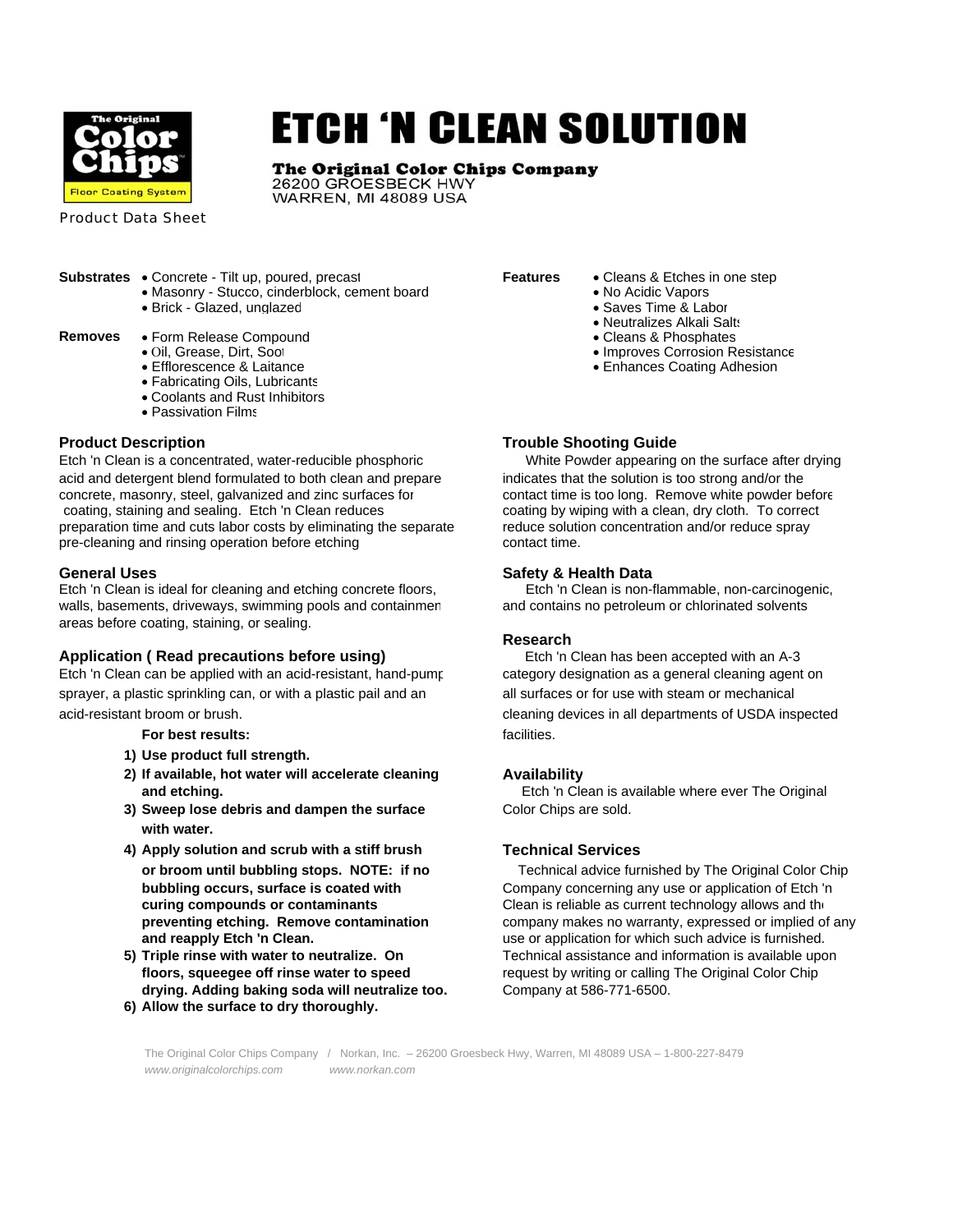# ETCH 'N CLEAN SOLUTION

**The Original Color Chips Company**
26200 GROESBECK HWY
WARREN, MI 48089 USA

Product Data Sheet

**Substrates**
- Concrete - Tilt up, poured, precast
- Masonry - Stucco, cinderblock, cement board
- Brick - Glazed, unglazed

**Removes**
- Form Release Compound
- Oil, Grease, Dirt, Soot
- Efflorescence & Laitance
- Fabricating Oils, Lubricants
- Coolants and Rust Inhibitors
- Passivation Films

**Features**
- Cleans & Etches in one step
- No Acidic Vapors
- Saves Time & Labor
- Neutralizes Alkali Salts
- Cleans & Phosphates
- Improves Corrosion Resistance
- Enhances Coating Adhesion

### Product Description

Etch 'n Clean is a concentrated, water-reducible phosphoric acid and detergent blend formulated to both clean and prepare concrete, masonry, steel, galvanized and zinc surfaces for coating, staining and sealing. Etch 'n Clean reduces preparation time and cuts labor costs by eliminating the separate pre-cleaning and rinsing operation before etching

### General Uses

Etch 'n Clean is ideal for cleaning and etching concrete floors, walls, basements, driveways, swimming pools and containment areas before coating, staining, or sealing.

### Application ( Read precautions before using)

Etch 'n Clean can be applied with an acid-resistant, hand-pump sprayer, a plastic sprinkling can, or with a plastic pail and an acid-resistant broom or brush.

**For best results:**

1) **Use product full strength.**
2) **If available, hot water will accelerate cleaning and etching.**
3) **Sweep lose debris and dampen the surface with water.**
4) **Apply solution and scrub with a stiff brush or broom until bubbling stops. NOTE: if no bubbling occurs, surface is coated with curing compounds or contaminants preventing etching. Remove contamination and reapply Etch 'n Clean.**
5) **Triple rinse with water to neutralize. On floors, squeegee off rinse water to speed drying. Adding baking soda will neutralize too.**
6) **Allow the surface to dry thoroughly.**

### Trouble Shooting Guide

White Powder appearing on the surface after drying indicates that the solution is too strong and/or the contact time is too long. Remove white powder before coating by wiping with a clean, dry cloth. To correct reduce solution concentration and/or reduce spray contact time.

### Safety & Health Data

Etch 'n Clean is non-flammable, non-carcinogenic, and contains no petroleum or chlorinated solvents

### Research

Etch 'n Clean has been accepted with an A-3 category designation as a general cleaning agent on all surfaces or for use with steam or mechanical cleaning devices in all departments of USDA inspected facilities.

### Availability

Etch 'n Clean is available where ever The Original Color Chips are sold.

### Technical Services

Technical advice furnished by The Original Color Chip Company concerning any use or application of Etch 'n Clean is reliable as current technology allows and the company makes no warranty, expressed or implied of any use or application for which such advice is furnished. Technical assistance and information is available upon request by writing or calling The Original Color Chip Company at 586-771-6500.

The Original Color Chips Company / Norkan, Inc. – 26200 Groesbeck Hwy, Warren, MI 48089 USA – 1-800-227-8479
*www.originalcolorchips.com* *www.norkan.com*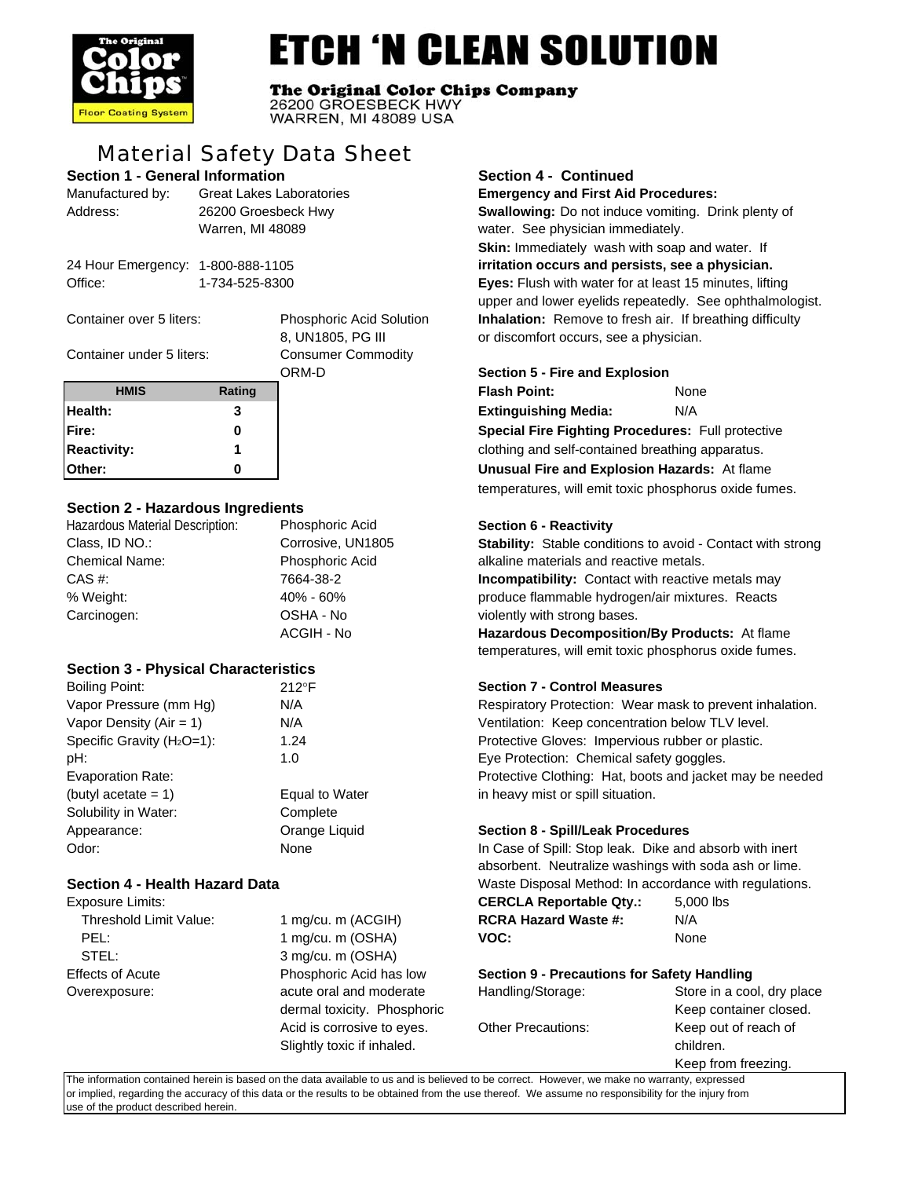# ETCH 'N CLEAN SOLUTION

**The Original Color Chips Company**
26200 GROESBECK HWY
WARREN, MI 48089 USA

## Material Safety Data Sheet

### Section 1 - General Information

| | |
|---|---|
| Manufactured by: | Great Lakes Laboratories |
| Address: | 26200 Groesbeck Hwy<br>Warren, MI 48089 |
| 24 Hour Emergency: | 1-800-888-1105 |
| Office: | 1-734-525-8300 |
| Container over 5 liters: | Phosphoric Acid Solution 8, UN1805, PG III |
| Container under 5 liters: | Consumer Commodity ORM-D |

| HMIS | Rating |
|---|---|
| **Health:** | 3 |
| **Fire:** | 0 |
| **Reactivity:** | 1 |
| **Other:** | 0 |

### Section 2 - Hazardous Ingredients

| | |
|---|---|
| Hazardous Material Description: | Phosphoric Acid |
| Class, ID NO.: | Corrosive, UN1805 |
| Chemical Name: | Phosphoric Acid |
| CAS #: | 7664-38-2 |
| % Weight: | 40% - 60% |
| Carcinogen: | OSHA - No<br>ACGIH - No |

### Section 3 - Physical Characteristics

| | |
|---|---|
| Boiling Point: | 212°F |
| Vapor Pressure (mm Hg) | N/A |
| Vapor Density (Air = 1) | N/A |
| Specific Gravity ($H_2O$=1): | 1.24 |
| pH: | 1.0 |
| Evaporation Rate: (butyl acetate = 1) | Equal to Water |
| Solubility in Water: | Complete |
| Appearance: | Orange Liquid |
| Odor: | None |

### Section 4 - Health Hazard Data

Exposure Limits:

| | |
|---|---|
| Threshold Limit Value: | 1 mg/cu. m (ACGIH) |
| PEL: | 1 mg/cu. m (OSHA) |
| STEL: | 3 mg/cu. m (OSHA) |
| Effects of Acute Overexposure: | Phosphoric Acid has low acute oral and moderate dermal toxicity. Phosphoric Acid is corrosive to eyes. Slightly toxic if inhaled. |

### Section 4 - Continued

**Emergency and First Aid Procedures:**

**Swallowing:** Do not induce vomiting. Drink plenty of water. See physician immediately.

**Skin:** Immediately wash with soap and water. If **irritation occurs and persists, see a physician.**

**Eyes:** Flush with water for at least 15 minutes, lifting upper and lower eyelids repeatedly. See ophthalmologist.

**Inhalation:** Remove to fresh air. If breathing difficulty or discomfort occurs, see a physician.

### Section 5 - Fire and Explosion

| | |
|---|---|
| **Flash Point:** | None |
| **Extinguishing Media:** | N/A |

**Special Fire Fighting Procedures:** Full protective clothing and self-contained breathing apparatus.

**Unusual Fire and Explosion Hazards:** At flame temperatures, will emit toxic phosphorus oxide fumes.

### Section 6 - Reactivity

**Stability:** Stable conditions to avoid - Contact with strong alkaline materials and reactive metals.

**Incompatibility:** Contact with reactive metals may produce flammable hydrogen/air mixtures. Reacts violently with strong bases.

**Hazardous Decomposition/By Products:** At flame temperatures, will emit toxic phosphorus oxide fumes.

### Section 7 - Control Measures

Respiratory Protection: Wear mask to prevent inhalation.
Ventilation: Keep concentration below TLV level.
Protective Gloves: Impervious rubber or plastic.
Eye Protection: Chemical safety goggles.
Protective Clothing: Hat, boots and jacket may be needed in heavy mist or spill situation.

### Section 8 - Spill/Leak Procedures

In Case of Spill: Stop leak. Dike and absorb with inert absorbent. Neutralize washings with soda ash or lime.
Waste Disposal Method: In accordance with regulations.

| | |
|---|---|
| **CERCLA Reportable Qty.:** | 5,000 lbs |
| **RCRA Hazard Waste #:** | N/A |
| **VOC:** | None |

### Section 9 - Precautions for Safety Handling

| | |
|---|---|
| Handling/Storage: | Store in a cool, dry place<br>Keep container closed. |
| Other Precautions: | Keep out of reach of children.<br>Keep from freezing. |

The information contained herein is based on the data available to us and is believed to be correct. However, we make no warranty, expressed or implied, regarding the accuracy of this data or the results to be obtained from the use thereof. We assume no responsibility for the injury from use of the product described herein.